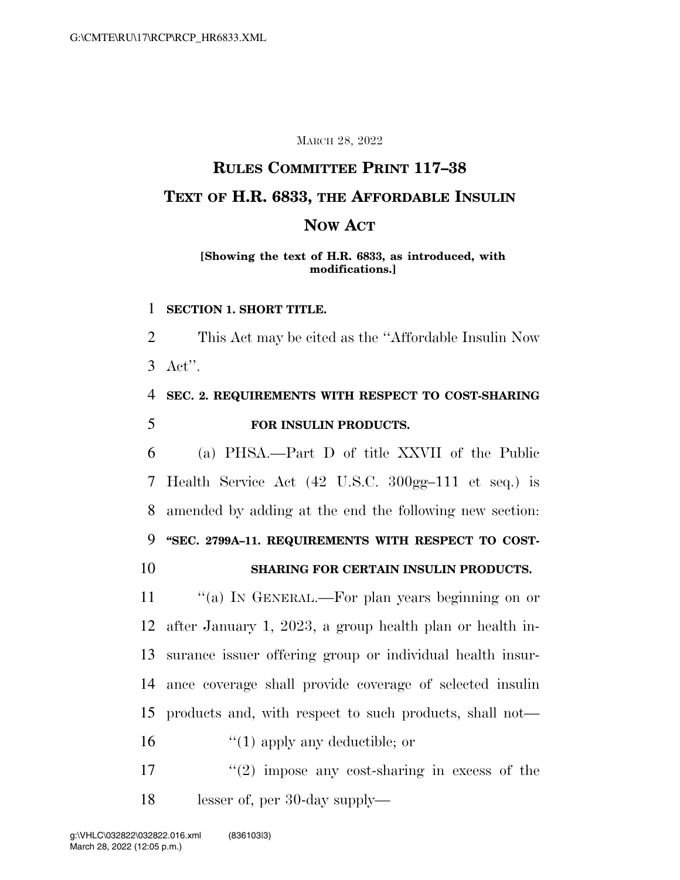MARCH 28, 2022

# RULES COMMITTEE PRINT 117–38

# TEXT OF H.R. 6833, THE AFFORDABLE INSULIN NOW ACT

**[Showing the text of H.R. 6833, as introduced, with modifications.]**

**SECTION 1. SHORT TITLE.**

This Act may be cited as the ''Affordable Insulin Now Act''.

**SEC. 2. REQUIREMENTS WITH RESPECT TO COST-SHARING FOR INSULIN PRODUCTS.**

(a) PHSA.—Part D of title XXVII of the Public Health Service Act (42 U.S.C. 300gg–111 et seq.) is amended by adding at the end the following new section:

**''SEC. 2799A–11. REQUIREMENTS WITH RESPECT TO COST-SHARING FOR CERTAIN INSULIN PRODUCTS.**

''(a) IN GENERAL.—For plan years beginning on or after January 1, 2023, a group health plan or health insurance issuer offering group or individual health insurance coverage shall provide coverage of selected insulin products and, with respect to such products, shall not—

''(1) apply any deductible; or

''(2) impose any cost-sharing in excess of the lesser of, per 30-day supply—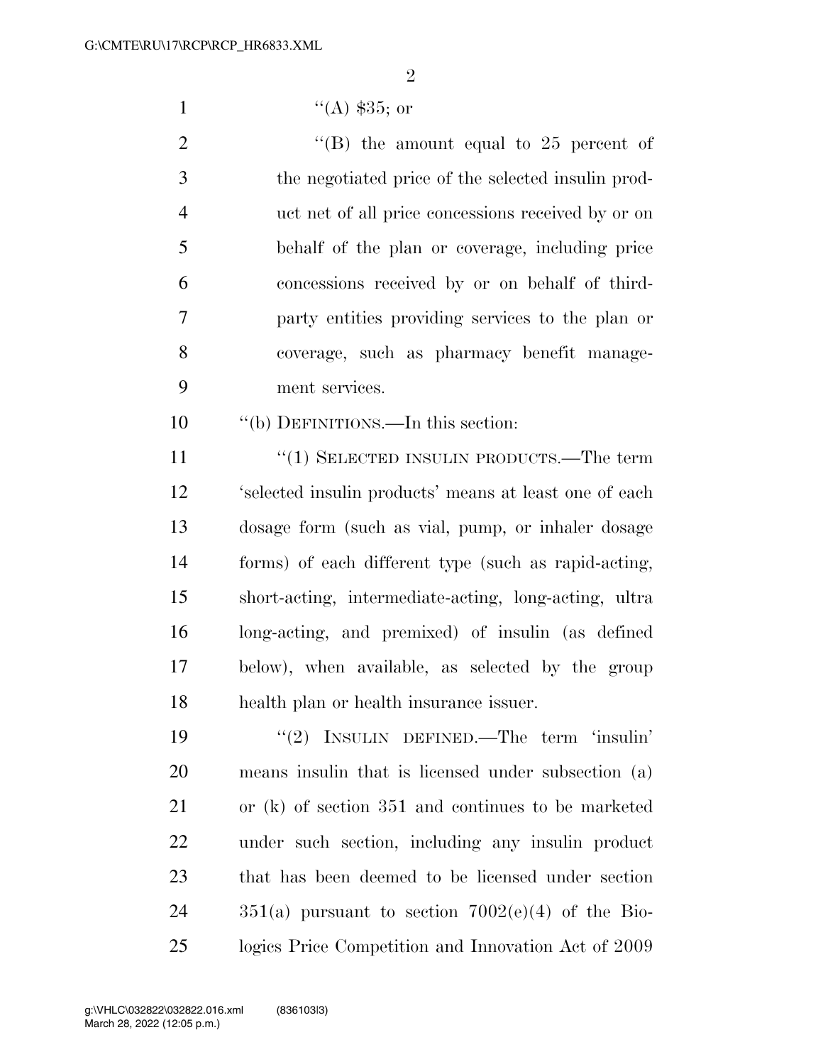''(A) $35; or

''(B) the amount equal to 25 percent of the negotiated price of the selected insulin product net of all price concessions received by or on behalf of the plan or coverage, including price concessions received by or on behalf of third-party entities providing services to the plan or coverage, such as pharmacy benefit management services.

''(b) DEFINITIONS.—In this section:

''(1) SELECTED INSULIN PRODUCTS.—The term 'selected insulin products' means at least one of each dosage form (such as vial, pump, or inhaler dosage forms) of each different type (such as rapid-acting, short-acting, intermediate-acting, long-acting, ultra long-acting, and premixed) of insulin (as defined below), when available, as selected by the group health plan or health insurance issuer.

''(2) INSULIN DEFINED.—The term 'insulin' means insulin that is licensed under subsection (a) or (k) of section 351 and continues to be marketed under such section, including any insulin product that has been deemed to be licensed under section 351(a) pursuant to section 7002(e)(4) of the Biologics Price Competition and Innovation Act of 2009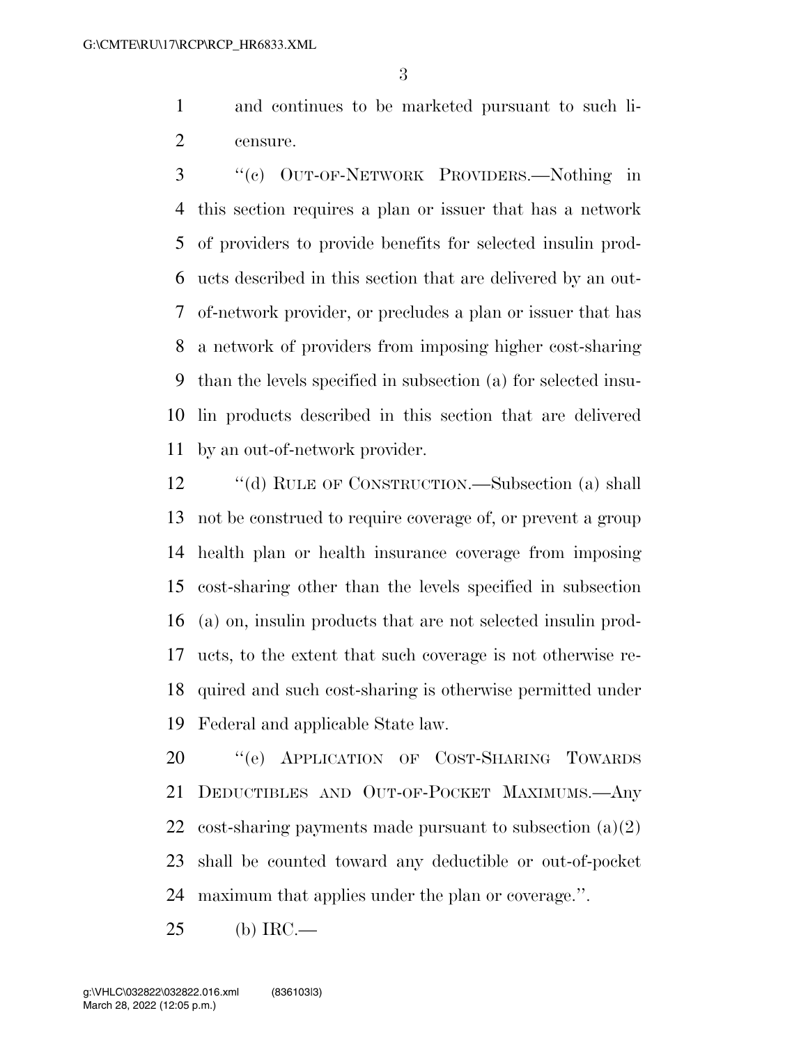and continues to be marketed pursuant to such licensure.

"(c) OUT-OF-NETWORK PROVIDERS.—Nothing in this section requires a plan or issuer that has a network of providers to provide benefits for selected insulin products described in this section that are delivered by an out-of-network provider, or precludes a plan or issuer that has a network of providers from imposing higher cost-sharing than the levels specified in subsection (a) for selected insulin products described in this section that are delivered by an out-of-network provider.

"(d) RULE OF CONSTRUCTION.—Subsection (a) shall not be construed to require coverage of, or prevent a group health plan or health insurance coverage from imposing cost-sharing other than the levels specified in subsection (a) on, insulin products that are not selected insulin products, to the extent that such coverage is not otherwise required and such cost-sharing is otherwise permitted under Federal and applicable State law.

"(e) APPLICATION OF COST-SHARING TOWARDS DEDUCTIBLES AND OUT-OF-POCKET MAXIMUMS.—Any cost-sharing payments made pursuant to subsection (a)(2) shall be counted toward any deductible or out-of-pocket maximum that applies under the plan or coverage.".

(b) IRC.—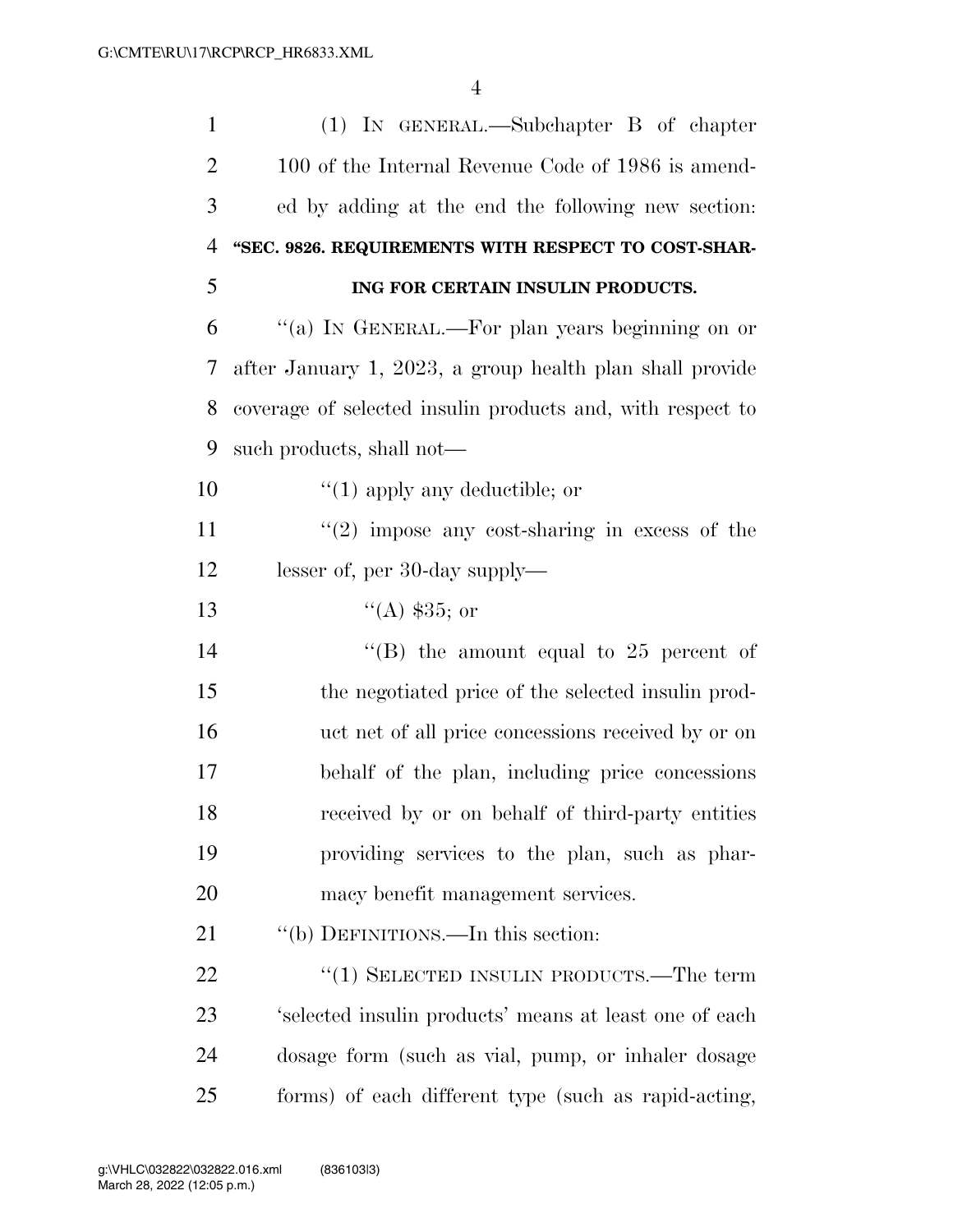(1) IN GENERAL.—Subchapter B of chapter 100 of the Internal Revenue Code of 1986 is amended by adding at the end the following new section:

**"SEC. 9826. REQUIREMENTS WITH RESPECT TO COST-SHARING FOR CERTAIN INSULIN PRODUCTS.**

"(a) IN GENERAL.—For plan years beginning on or after January 1, 2023, a group health plan shall provide coverage of selected insulin products and, with respect to such products, shall not—

"(1) apply any deductible; or

"(2) impose any cost-sharing in excess of the lesser of, per 30-day supply—

"(A) $35; or

"(B) the amount equal to 25 percent of the negotiated price of the selected insulin product net of all price concessions received by or on behalf of the plan, including price concessions received by or on behalf of third-party entities providing services to the plan, such as pharmacy benefit management services.

"(b) DEFINITIONS.—In this section:

"(1) SELECTED INSULIN PRODUCTS.—The term 'selected insulin products' means at least one of each dosage form (such as vial, pump, or inhaler dosage forms) of each different type (such as rapid-acting,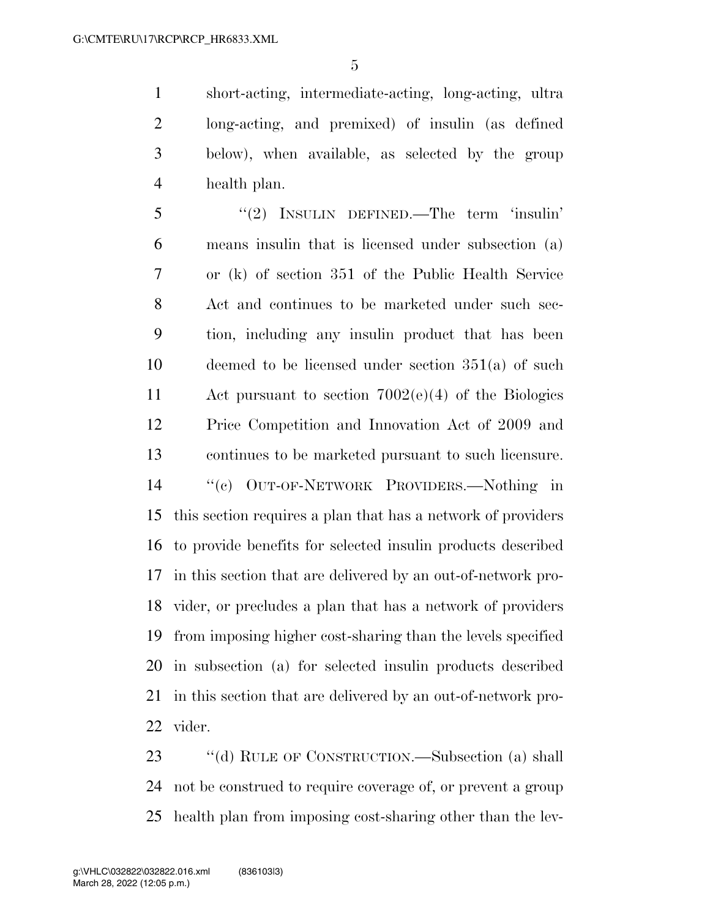short-acting, intermediate-acting, long-acting, ultra long-acting, and premixed) of insulin (as defined below), when available, as selected by the group health plan.

"(2) INSULIN DEFINED.—The term 'insulin' means insulin that is licensed under subsection (a) or (k) of section 351 of the Public Health Service Act and continues to be marketed under such section, including any insulin product that has been deemed to be licensed under section 351(a) of such Act pursuant to section 7002(e)(4) of the Biologics Price Competition and Innovation Act of 2009 and continues to be marketed pursuant to such licensure.

"(c) OUT-OF-NETWORK PROVIDERS.—Nothing in this section requires a plan that has a network of providers to provide benefits for selected insulin products described in this section that are delivered by an out-of-network provider, or precludes a plan that has a network of providers from imposing higher cost-sharing than the levels specified in subsection (a) for selected insulin products described in this section that are delivered by an out-of-network provider.

"(d) RULE OF CONSTRUCTION.—Subsection (a) shall not be construed to require coverage of, or prevent a group health plan from imposing cost-sharing other than the lev-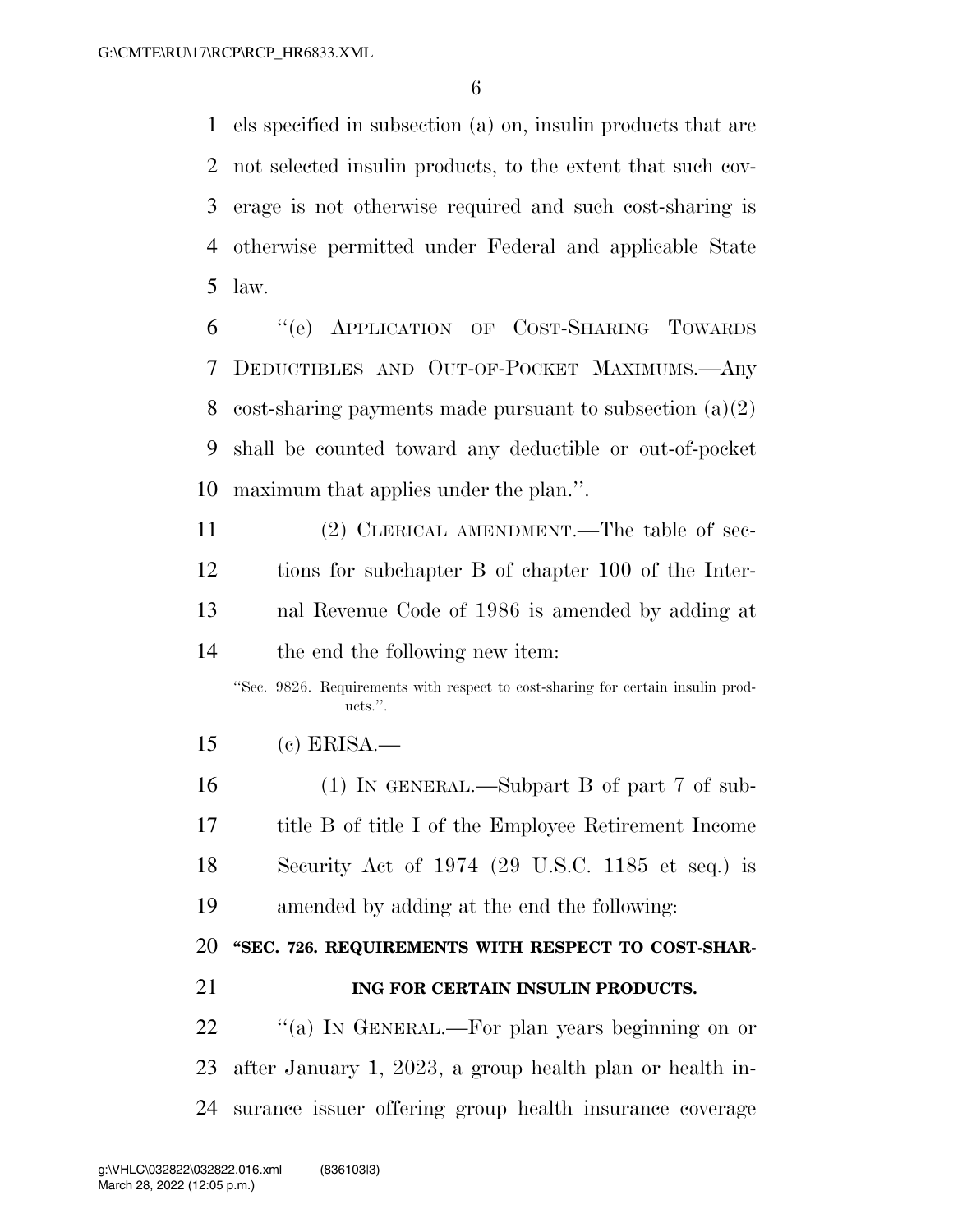els specified in subsection (a) on, insulin products that are not selected insulin products, to the extent that such coverage is not otherwise required and such cost-sharing is otherwise permitted under Federal and applicable State law.

"(e) APPLICATION OF COST-SHARING TOWARDS DEDUCTIBLES AND OUT-OF-POCKET MAXIMUMS.—Any cost-sharing payments made pursuant to subsection (a)(2) shall be counted toward any deductible or out-of-pocket maximum that applies under the plan.".

(2) CLERICAL AMENDMENT.—The table of sections for subchapter B of chapter 100 of the Internal Revenue Code of 1986 is amended by adding at the end the following new item:

"Sec. 9826. Requirements with respect to cost-sharing for certain insulin products.".

(c) ERISA.—

(1) IN GENERAL.—Subpart B of part 7 of subtitle B of title I of the Employee Retirement Income Security Act of 1974 (29 U.S.C. 1185 et seq.) is amended by adding at the end the following:

**"SEC. 726. REQUIREMENTS WITH RESPECT TO COST-SHARING FOR CERTAIN INSULIN PRODUCTS.**

"(a) IN GENERAL.—For plan years beginning on or after January 1, 2023, a group health plan or health insurance issuer offering group health insurance coverage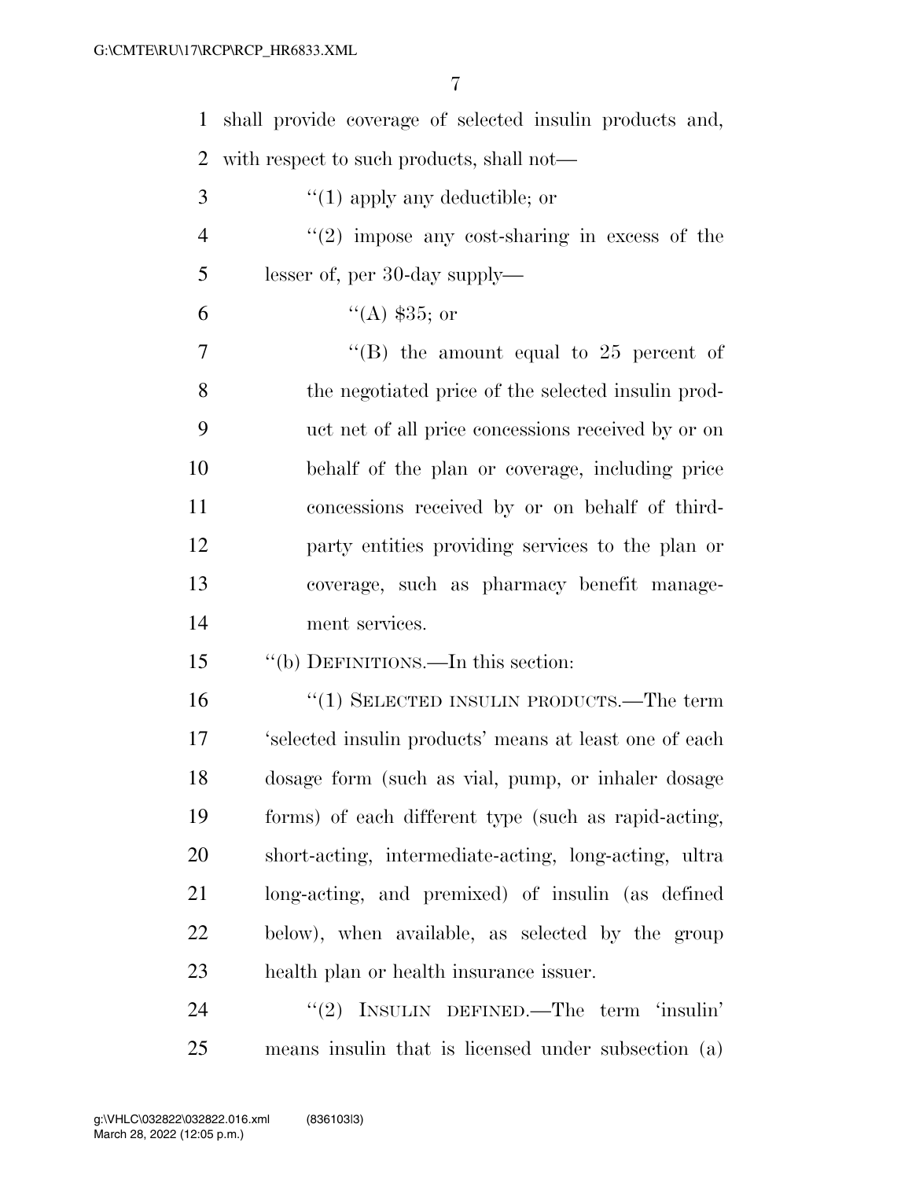shall provide coverage of selected insulin products and, with respect to such products, shall not—

"(1) apply any deductible; or

"(2) impose any cost-sharing in excess of the lesser of, per 30-day supply—

"(A) $35; or

"(B) the amount equal to 25 percent of the negotiated price of the selected insulin product net of all price concessions received by or on behalf of the plan or coverage, including price concessions received by or on behalf of third-party entities providing services to the plan or coverage, such as pharmacy benefit management services.

"(b) DEFINITIONS.—In this section:

"(1) SELECTED INSULIN PRODUCTS.—The term 'selected insulin products' means at least one of each dosage form (such as vial, pump, or inhaler dosage forms) of each different type (such as rapid-acting, short-acting, intermediate-acting, long-acting, ultra long-acting, and premixed) of insulin (as defined below), when available, as selected by the group health plan or health insurance issuer.

"(2) INSULIN DEFINED.—The term 'insulin' means insulin that is licensed under subsection (a)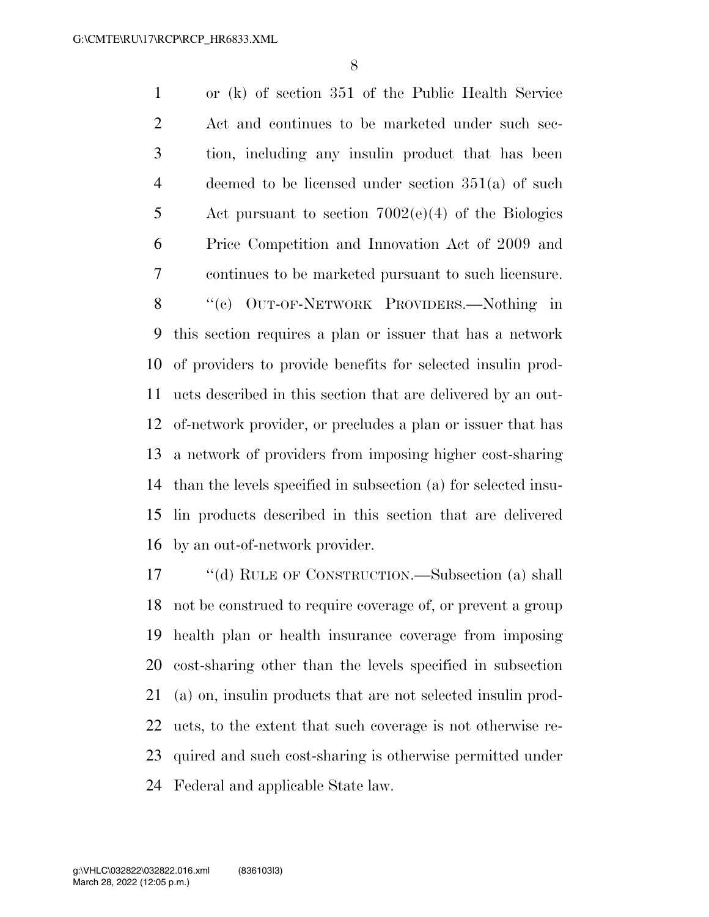or (k) of section 351 of the Public Health Service Act and continues to be marketed under such section, including any insulin product that has been deemed to be licensed under section 351(a) of such Act pursuant to section 7002(e)(4) of the Biologics Price Competition and Innovation Act of 2009 and continues to be marketed pursuant to such licensure.

"(c) OUT-OF-NETWORK PROVIDERS.—Nothing in this section requires a plan or issuer that has a network of providers to provide benefits for selected insulin products described in this section that are delivered by an out-of-network provider, or precludes a plan or issuer that has a network of providers from imposing higher cost-sharing than the levels specified in subsection (a) for selected insulin products described in this section that are delivered by an out-of-network provider.

"(d) RULE OF CONSTRUCTION.—Subsection (a) shall not be construed to require coverage of, or prevent a group health plan or health insurance coverage from imposing cost-sharing other than the levels specified in subsection (a) on, insulin products that are not selected insulin products, to the extent that such coverage is not otherwise required and such cost-sharing is otherwise permitted under Federal and applicable State law.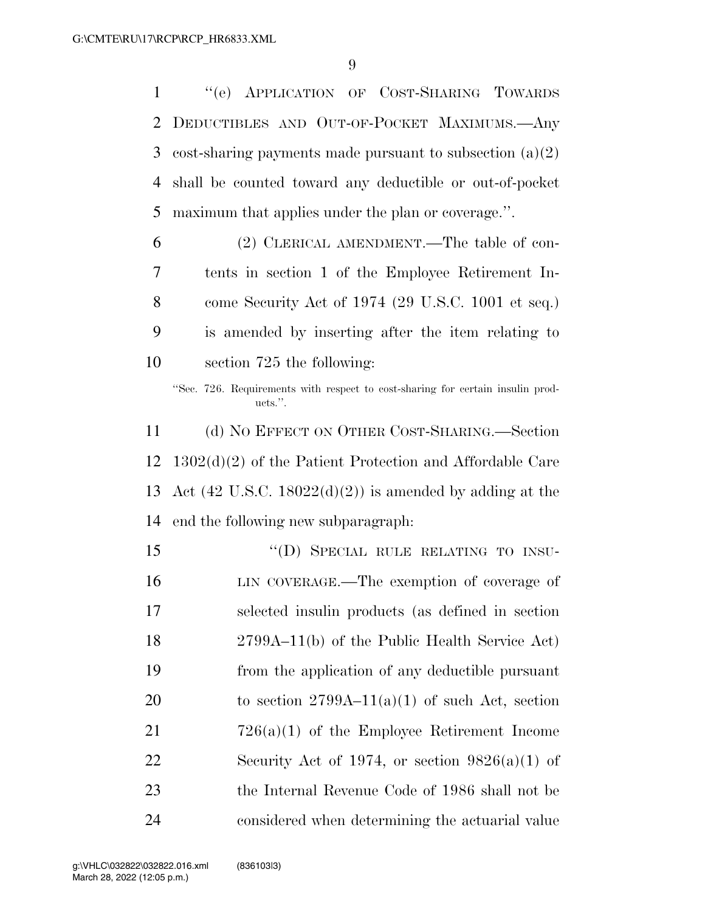"(e) APPLICATION OF COST-SHARING TOWARDS DEDUCTIBLES AND OUT-OF-POCKET MAXIMUMS.—Any cost-sharing payments made pursuant to subsection (a)(2) shall be counted toward any deductible or out-of-pocket maximum that applies under the plan or coverage.".

(2) CLERICAL AMENDMENT.—The table of contents in section 1 of the Employee Retirement Income Security Act of 1974 (29 U.S.C. 1001 et seq.) is amended by inserting after the item relating to section 725 the following:

"Sec. 726. Requirements with respect to cost-sharing for certain insulin products.".

(d) NO EFFECT ON OTHER COST-SHARING.—Section 1302(d)(2) of the Patient Protection and Affordable Care Act (42 U.S.C. 18022(d)(2)) is amended by adding at the end the following new subparagraph:

"(D) SPECIAL RULE RELATING TO INSULIN COVERAGE.—The exemption of coverage of selected insulin products (as defined in section 2799A–11(b) of the Public Health Service Act) from the application of any deductible pursuant to section 2799A–11(a)(1) of such Act, section 726(a)(1) of the Employee Retirement Income Security Act of 1974, or section 9826(a)(1) of the Internal Revenue Code of 1986 shall not be considered when determining the actuarial value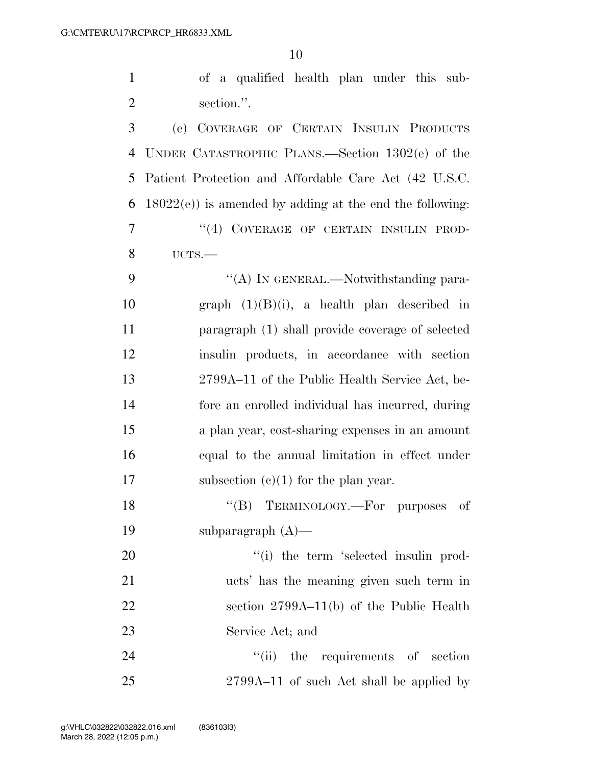of a qualified health plan under this subsection.''.

(e) COVERAGE OF CERTAIN INSULIN PRODUCTS UNDER CATASTROPHIC PLANS.—Section 1302(e) of the Patient Protection and Affordable Care Act (42 U.S.C. 18022(e)) is amended by adding at the end the following:

''(4) COVERAGE OF CERTAIN INSULIN PRODUCTS.—

''(A) IN GENERAL.—Notwithstanding paragraph (1)(B)(i), a health plan described in paragraph (1) shall provide coverage of selected insulin products, in accordance with section 2799A–11 of the Public Health Service Act, before an enrolled individual has incurred, during a plan year, cost-sharing expenses in an amount equal to the annual limitation in effect under subsection (c)(1) for the plan year.

''(B) TERMINOLOGY.—For purposes of subparagraph (A)—

''(i) the term 'selected insulin products' has the meaning given such term in section 2799A–11(b) of the Public Health Service Act; and

''(ii) the requirements of section 2799A–11 of such Act shall be applied by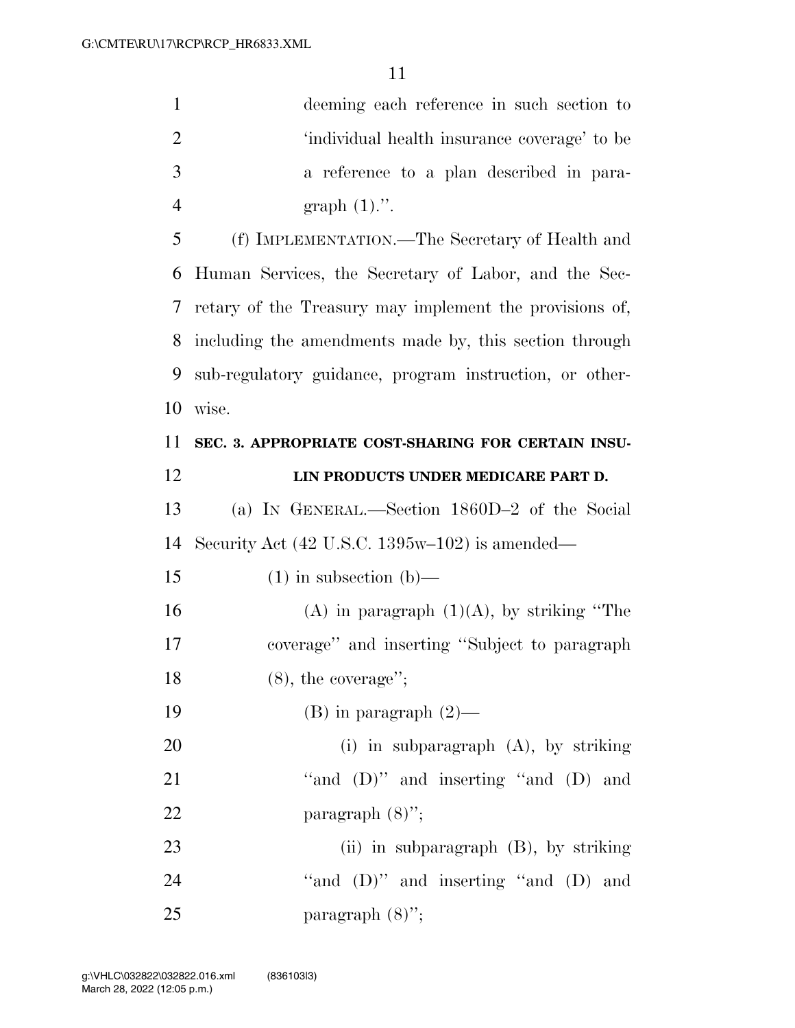deeming each reference in such section to 'individual health insurance coverage' to be a reference to a plan described in paragraph (1).''.

(f) IMPLEMENTATION.—The Secretary of Health and Human Services, the Secretary of Labor, and the Secretary of the Treasury may implement the provisions of, including the amendments made by, this section through sub-regulatory guidance, program instruction, or otherwise.

## SEC. 3. APPROPRIATE COST-SHARING FOR CERTAIN INSULIN PRODUCTS UNDER MEDICARE PART D.

(a) IN GENERAL.—Section 1860D–2 of the Social Security Act (42 U.S.C. 1395w–102) is amended—

(1) in subsection (b)—

(A) in paragraph (1)(A), by striking ''The coverage'' and inserting ''Subject to paragraph (8), the coverage'';

(B) in paragraph (2)—

(i) in subparagraph (A), by striking ''and (D)'' and inserting ''and (D) and paragraph (8)'';

(ii) in subparagraph (B), by striking ''and (D)'' and inserting ''and (D) and paragraph (8)'';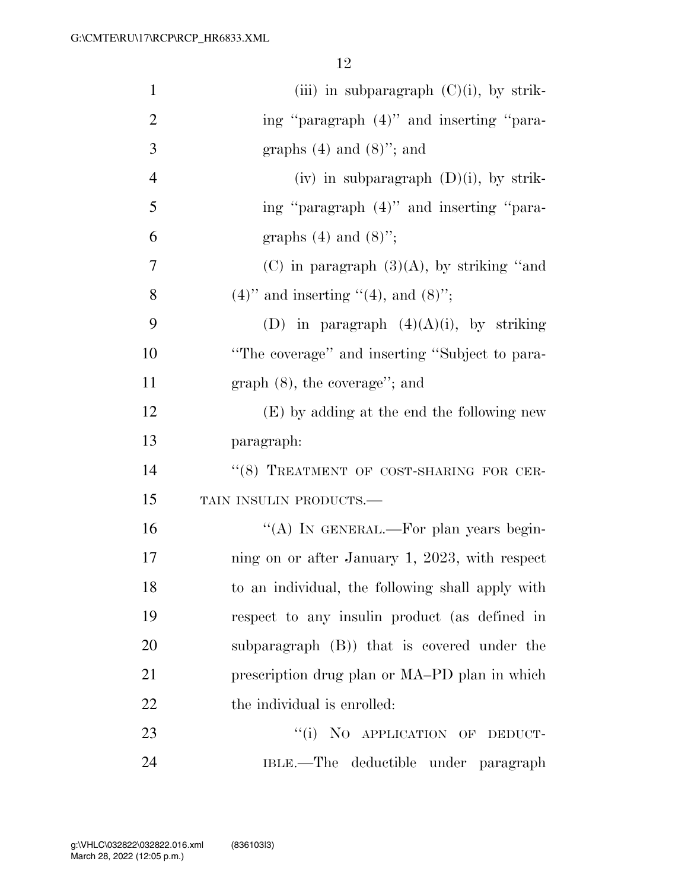(iii) in subparagraph (C)(i), by striking "paragraph (4)" and inserting "paragraphs (4) and (8)"; and

(iv) in subparagraph (D)(i), by striking "paragraph (4)" and inserting "paragraphs (4) and (8)";

(C) in paragraph (3)(A), by striking "and (4)" and inserting "(4), and (8)";

(D) in paragraph (4)(A)(i), by striking "The coverage" and inserting "Subject to paragraph (8), the coverage"; and

(E) by adding at the end the following new paragraph:

"(8) TREATMENT OF COST-SHARING FOR CERTAIN INSULIN PRODUCTS.—

"(A) IN GENERAL.—For plan years beginning on or after January 1, 2023, with respect to an individual, the following shall apply with respect to any insulin product (as defined in subparagraph (B)) that is covered under the prescription drug plan or MA–PD plan in which the individual is enrolled:

"(i) NO APPLICATION OF DEDUCTIBLE.—The deductible under paragraph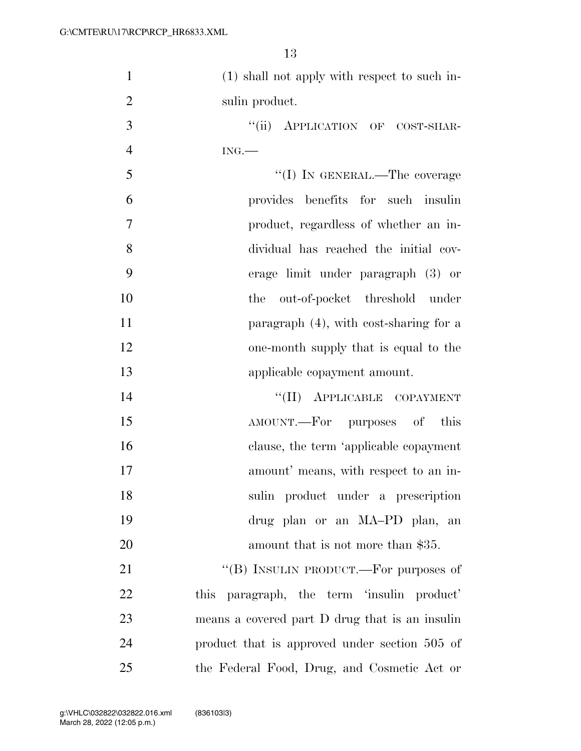(1) shall not apply with respect to such insulin product.

"(ii) APPLICATION OF COST-SHARING.—

"(I) IN GENERAL.—The coverage provides benefits for such insulin product, regardless of whether an individual has reached the initial coverage limit under paragraph (3) or the out-of-pocket threshold under paragraph (4), with cost-sharing for a one-month supply that is equal to the applicable copayment amount.

"(II) APPLICABLE COPAYMENT AMOUNT.—For purposes of this clause, the term 'applicable copayment amount' means, with respect to an insulin product under a prescription drug plan or an MA–PD plan, an amount that is not more than $35.

"(B) INSULIN PRODUCT.—For purposes of this paragraph, the term 'insulin product' means a covered part D drug that is an insulin product that is approved under section 505 of the Federal Food, Drug, and Cosmetic Act or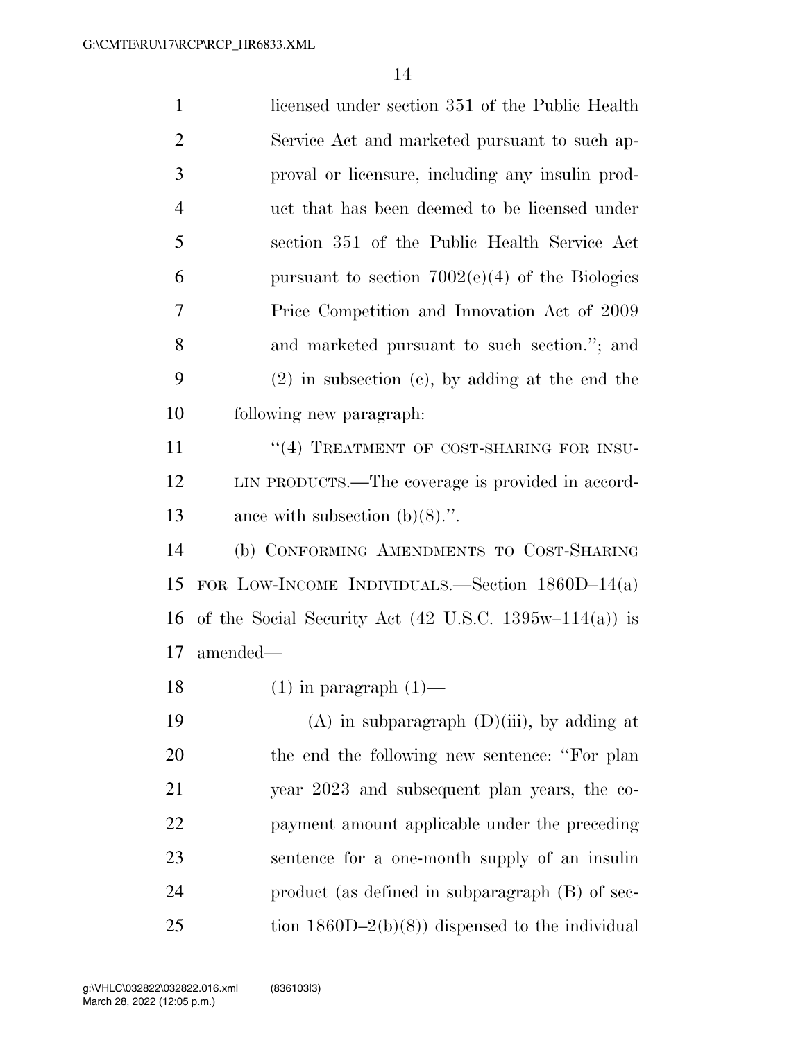licensed under section 351 of the Public Health Service Act and marketed pursuant to such approval or licensure, including any insulin product that has been deemed to be licensed under section 351 of the Public Health Service Act pursuant to section 7002(e)(4) of the Biologics Price Competition and Innovation Act of 2009 and marketed pursuant to such section.''; and

(2) in subsection (c), by adding at the end the following new paragraph:

''(4) TREATMENT OF COST-SHARING FOR INSULIN PRODUCTS.—The coverage is provided in accordance with subsection (b)(8).''.

(b) CONFORMING AMENDMENTS TO COST-SHARING FOR LOW-INCOME INDIVIDUALS.—Section 1860D–14(a) of the Social Security Act (42 U.S.C. 1395w–114(a)) is amended—

(1) in paragraph (1)—

(A) in subparagraph (D)(iii), by adding at the end the following new sentence: ''For plan year 2023 and subsequent plan years, the copayment amount applicable under the preceding sentence for a one-month supply of an insulin product (as defined in subparagraph (B) of section 1860D–2(b)(8)) dispensed to the individual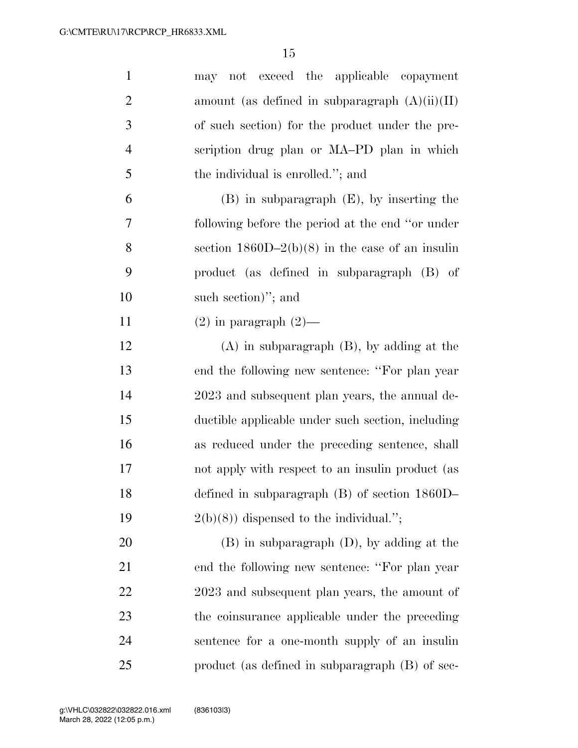may not exceed the applicable copayment amount (as defined in subparagraph (A)(ii)(II) of such section) for the product under the prescription drug plan or MA–PD plan in which the individual is enrolled.''; and

(B) in subparagraph (E), by inserting the following before the period at the end ''or under section 1860D–2(b)(8) in the case of an insulin product (as defined in subparagraph (B) of such section)''; and

(2) in paragraph (2)—

(A) in subparagraph (B), by adding at the end the following new sentence: ''For plan year 2023 and subsequent plan years, the annual deductible applicable under such section, including as reduced under the preceding sentence, shall not apply with respect to an insulin product (as defined in subparagraph (B) of section 1860D–2(b)(8)) dispensed to the individual.'';

(B) in subparagraph (D), by adding at the end the following new sentence: ''For plan year 2023 and subsequent plan years, the amount of the coinsurance applicable under the preceding sentence for a one-month supply of an insulin product (as defined in subparagraph (B) of sec-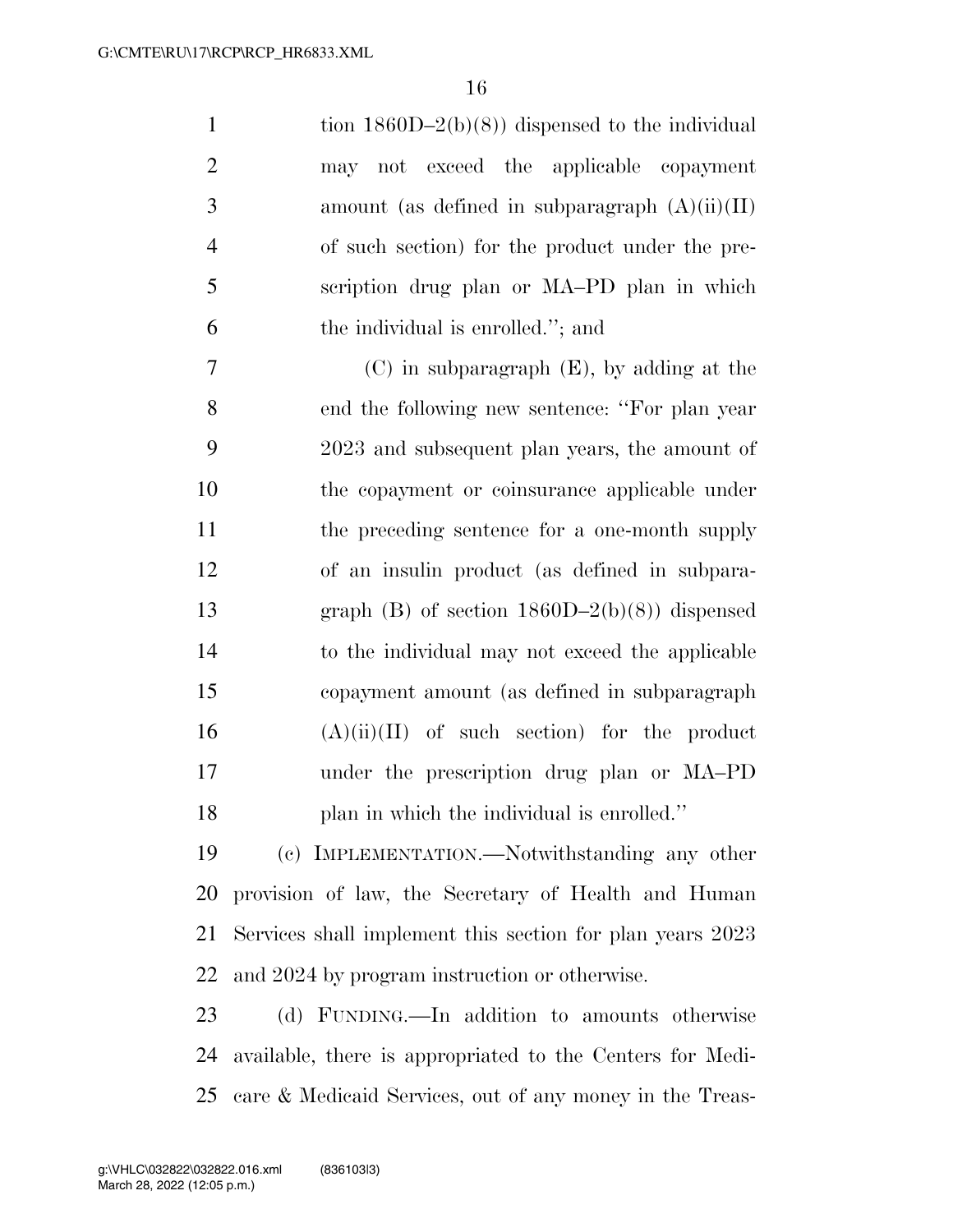tion 1860D–2(b)(8)) dispensed to the individual may not exceed the applicable copayment amount (as defined in subparagraph (A)(ii)(II) of such section) for the product under the prescription drug plan or MA–PD plan in which the individual is enrolled.''; and

(C) in subparagraph (E), by adding at the end the following new sentence: ''For plan year 2023 and subsequent plan years, the amount of the copayment or coinsurance applicable under the preceding sentence for a one-month supply of an insulin product (as defined in subparagraph (B) of section 1860D–2(b)(8)) dispensed to the individual may not exceed the applicable copayment amount (as defined in subparagraph (A)(ii)(II) of such section) for the product under the prescription drug plan or MA–PD plan in which the individual is enrolled.''

(c) IMPLEMENTATION.—Notwithstanding any other provision of law, the Secretary of Health and Human Services shall implement this section for plan years 2023 and 2024 by program instruction or otherwise.

(d) FUNDING.—In addition to amounts otherwise available, there is appropriated to the Centers for Medicare & Medicaid Services, out of any money in the Treas-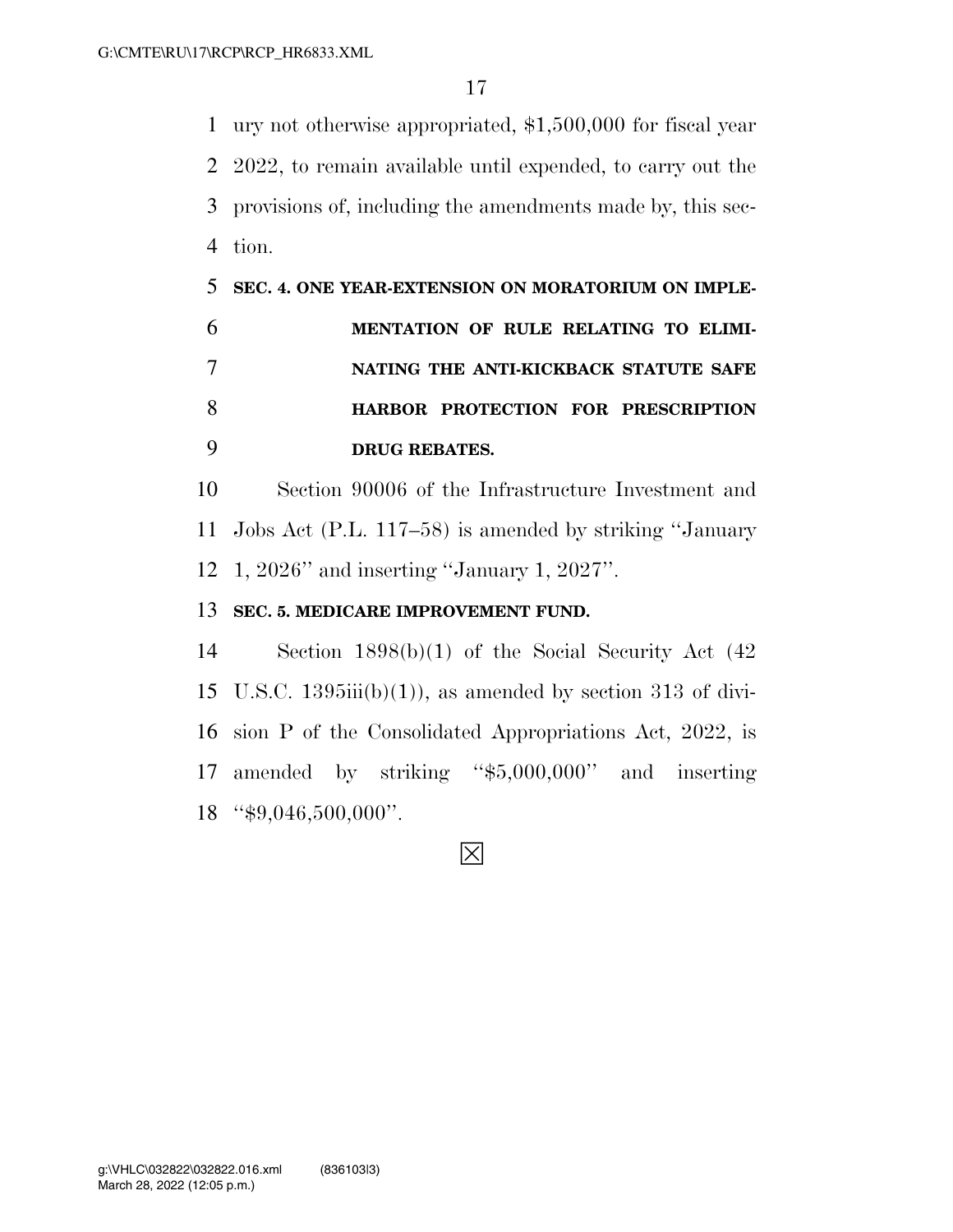ury not otherwise appropriated, $1,500,000 for fiscal year 2022, to remain available until expended, to carry out the provisions of, including the amendments made by, this section.

**SEC. 4. ONE YEAR-EXTENSION ON MORATORIUM ON IMPLEMENTATION OF RULE RELATING TO ELIMINATING THE ANTI-KICKBACK STATUTE SAFE HARBOR PROTECTION FOR PRESCRIPTION DRUG REBATES.**

Section 90006 of the Infrastructure Investment and Jobs Act (P.L. 117–58) is amended by striking ''January 1, 2026'' and inserting ''January 1, 2027''.

**SEC. 5. MEDICARE IMPROVEMENT FUND.**

Section 1898(b)(1) of the Social Security Act (42 U.S.C. 1395iii(b)(1)), as amended by section 313 of division P of the Consolidated Appropriations Act, 2022, is amended by striking ''$5,000,000'' and inserting ''$9,046,500,000''.

☒